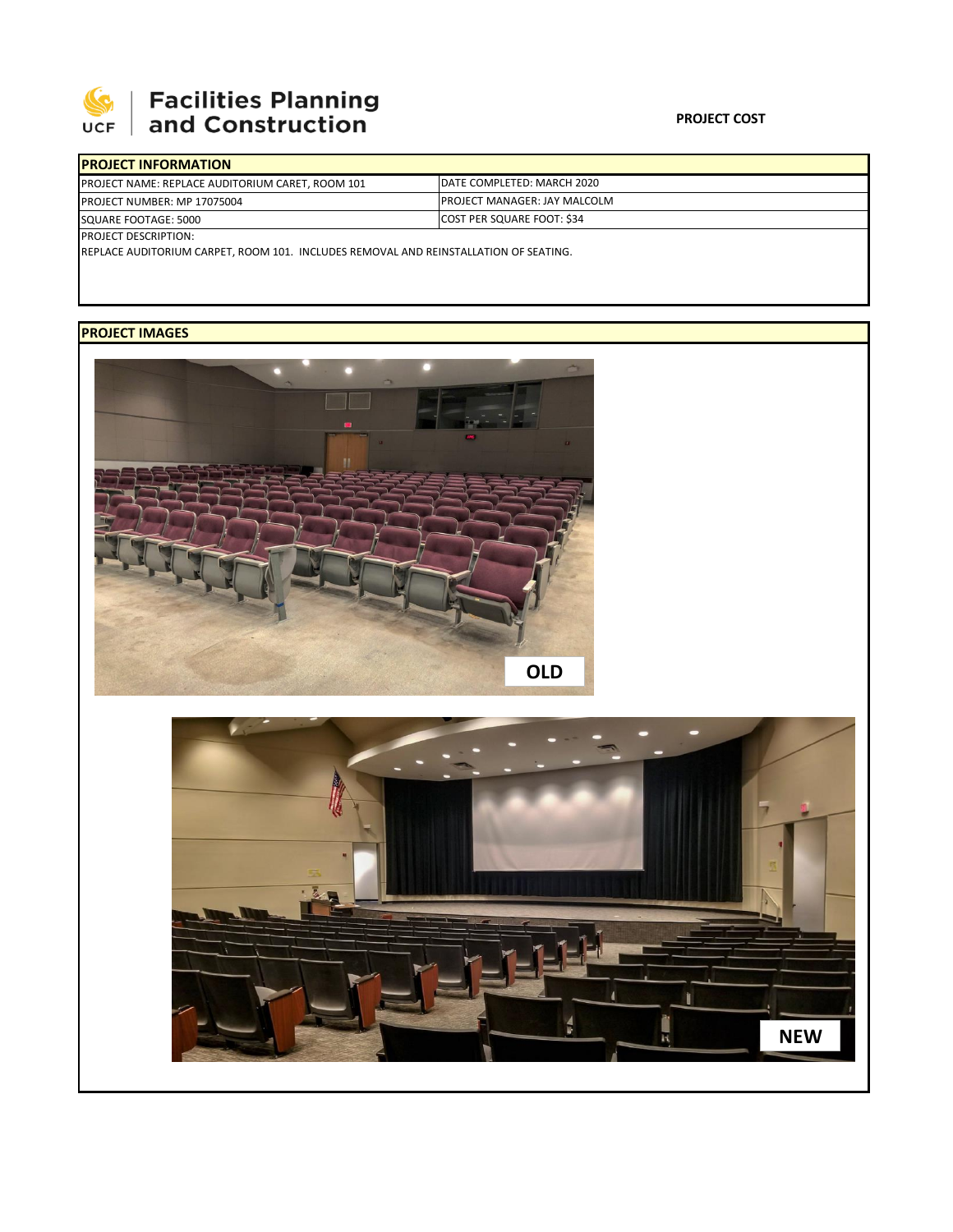# Facilities Planning and Construction

**PROJECT COST**

| **PROJECT INFORMATION** | |
|---|---|
| PROJECT NAME: REPLACE AUDITORIUM CARET, ROOM 101 | DATE COMPLETED: MARCH 2020 |
| PROJECT NUMBER: MP 17075004 | PROJECT MANAGER: JAY MALCOLM |
| SQUARE FOOTAGE: 5000 | COST PER SQUARE FOOT: $34 |

PROJECT DESCRIPTION:

REPLACE AUDITORIUM CARPET, ROOM 101. INCLUDES REMOVAL AND REINSTALLATION OF SEATING.

**PROJECT IMAGES**

OLD

NEW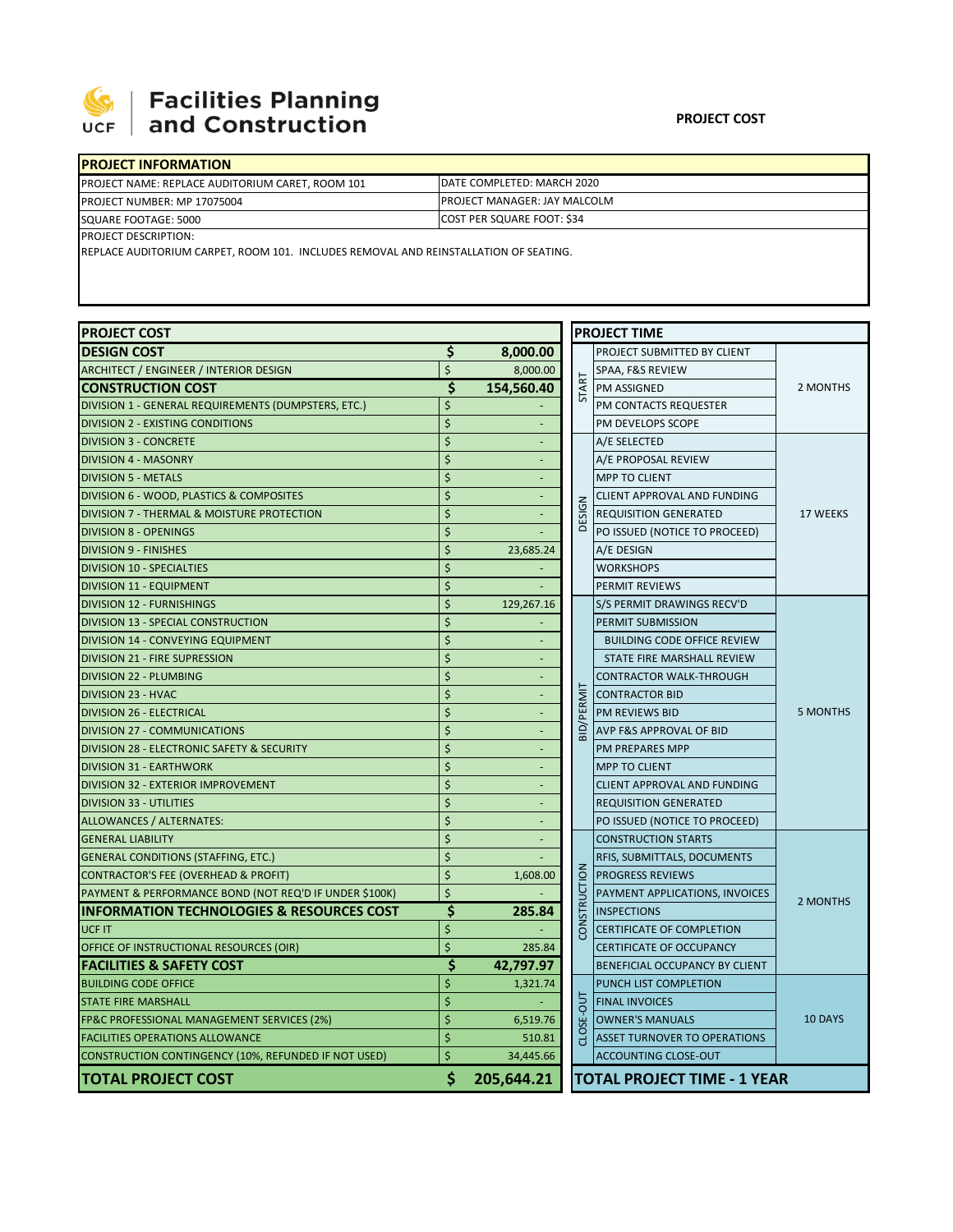**Facilities Planning and Construction**

**PROJECT COST**

| **PROJECT INFORMATION** | |
|---|---|
| PROJECT NAME: REPLACE AUDITORIUM CARET, ROOM 101 | DATE COMPLETED: MARCH 2020 |
| PROJECT NUMBER: MP 17075004 | PROJECT MANAGER: JAY MALCOLM |
| SQUARE FOOTAGE: 5000 | COST PER SQUARE FOOT: $34 |

PROJECT DESCRIPTION:

REPLACE AUDITORIUM CARPET, ROOM 101. INCLUDES REMOVAL AND REINSTALLATION OF SEATING.

| **PROJECT COST** | | |
|---|---|---|
| **DESIGN COST** | **$** | **8,000.00** |
| ARCHITECT / ENGINEER / INTERIOR DESIGN | $ | 8,000.00 |
| **CONSTRUCTION COST** | **$** | **154,560.40** |
| DIVISION 1 - GENERAL REQUIREMENTS (DUMPSTERS, ETC.) | $ | - |
| DIVISION 2 - EXISTING CONDITIONS | $ | - |
| DIVISION 3 - CONCRETE | $ | - |
| DIVISION 4 - MASONRY | $ | - |
| DIVISION 5 - METALS | $ | - |
| DIVISION 6 - WOOD, PLASTICS & COMPOSITES | $ | - |
| DIVISION 7 - THERMAL & MOISTURE PROTECTION | $ | - |
| DIVISION 8 - OPENINGS | $ | - |
| DIVISION 9 - FINISHES | $ | 23,685.24 |
| DIVISION 10 - SPECIALTIES | $ | - |
| DIVISION 11 - EQUIPMENT | $ | - |
| DIVISION 12 - FURNISHINGS | $ | 129,267.16 |
| DIVISION 13 - SPECIAL CONSTRUCTION | $ | - |
| DIVISION 14 - CONVEYING EQUIPMENT | $ | - |
| DIVISION 21 - FIRE SUPRESSION | $ | - |
| DIVISION 22 - PLUMBING | $ | - |
| DIVISION 23 - HVAC | $ | - |
| DIVISION 26 - ELECTRICAL | $ | - |
| DIVISION 27 - COMMUNICATIONS | $ | - |
| DIVISION 28 - ELECTRONIC SAFETY & SECURITY | $ | - |
| DIVISION 31 - EARTHWORK | $ | - |
| DIVISION 32 - EXTERIOR IMPROVEMENT | $ | - |
| DIVISION 33 - UTILITIES | $ | - |
| ALLOWANCES / ALTERNATES: | $ | - |
| GENERAL LIABILITY | $ | - |
| GENERAL CONDITIONS (STAFFING, ETC.) | $ | - |
| CONTRACTOR'S FEE (OVERHEAD & PROFIT) | $ | 1,608.00 |
| PAYMENT & PERFORMANCE BOND (NOT REQ'D IF UNDER $100K) | $ | - |
| **INFORMATION TECHNOLOGIES & RESOURCES COST** | **$** | **285.84** |
| UCF IT | $ | - |
| OFFICE OF INSTRUCTIONAL RESOURCES (OIR) | $ | 285.84 |
| **FACILITIES & SAFETY COST** | **$** | **42,797.97** |
| BUILDING CODE OFFICE | $ | 1,321.74 |
| STATE FIRE MARSHALL | $ | - |
| FP&C PROFESSIONAL MANAGEMENT SERVICES (2%) | $ | 6,519.76 |
| FACILITIES OPERATIONS ALLOWANCE | $ | 510.81 |
| CONSTRUCTION CONTINGENCY (10%, REFUNDED IF NOT USED) | $ | 34,445.66 |
| **TOTAL PROJECT COST** | **$** | **205,644.21** |

| **PROJECT TIME** | | |
|---|---|---|
| START | PROJECT SUBMITTED BY CLIENT | 2 MONTHS |
| | SPAA, F&S REVIEW | |
| | PM ASSIGNED | |
| | PM CONTACTS REQUESTER | |
| | PM DEVELOPS SCOPE | |
| DESIGN | A/E SELECTED | 17 WEEKS |
| | A/E PROPOSAL REVIEW | |
| | MPP TO CLIENT | |
| | CLIENT APPROVAL AND FUNDING | |
| | REQUISITION GENERATED | |
| | PO ISSUED (NOTICE TO PROCEED) | |
| | A/E DESIGN | |
| | WORKSHOPS | |
| | PERMIT REVIEWS | |
| BID/PERMIT | S/S PERMIT DRAWINGS RECV'D | 5 MONTHS |
| | PERMIT SUBMISSION | |
| | BUILDING CODE OFFICE REVIEW | |
| | STATE FIRE MARSHALL REVIEW | |
| | CONTRACTOR WALK-THROUGH | |
| | CONTRACTOR BID | |
| | PM REVIEWS BID | |
| | AVP F&S APPROVAL OF BID | |
| | PM PREPARES MPP | |
| | MPP TO CLIENT | |
| | CLIENT APPROVAL AND FUNDING | |
| | REQUISITION GENERATED | |
| | PO ISSUED (NOTICE TO PROCEED) | |
| CONSTRUCTION | CONSTRUCTION STARTS | 2 MONTHS |
| | RFIS, SUBMITTALS, DOCUMENTS | |
| | PROGRESS REVIEWS | |
| | PAYMENT APPLICATIONS, INVOICES | |
| | INSPECTIONS | |
| | CERTIFICATE OF COMPLETION | |
| | CERTIFICATE OF OCCUPANCY | |
| | BENEFICIAL OCCUPANCY BY CLIENT | |
| CLOSE-OUT | PUNCH LIST COMPLETION | 10 DAYS |
| | FINAL INVOICES | |
| | OWNER'S MANUALS | |
| | ASSET TURNOVER TO OPERATIONS | |
| | ACCOUNTING CLOSE-OUT | |
| **TOTAL PROJECT TIME - 1 YEAR** | | |